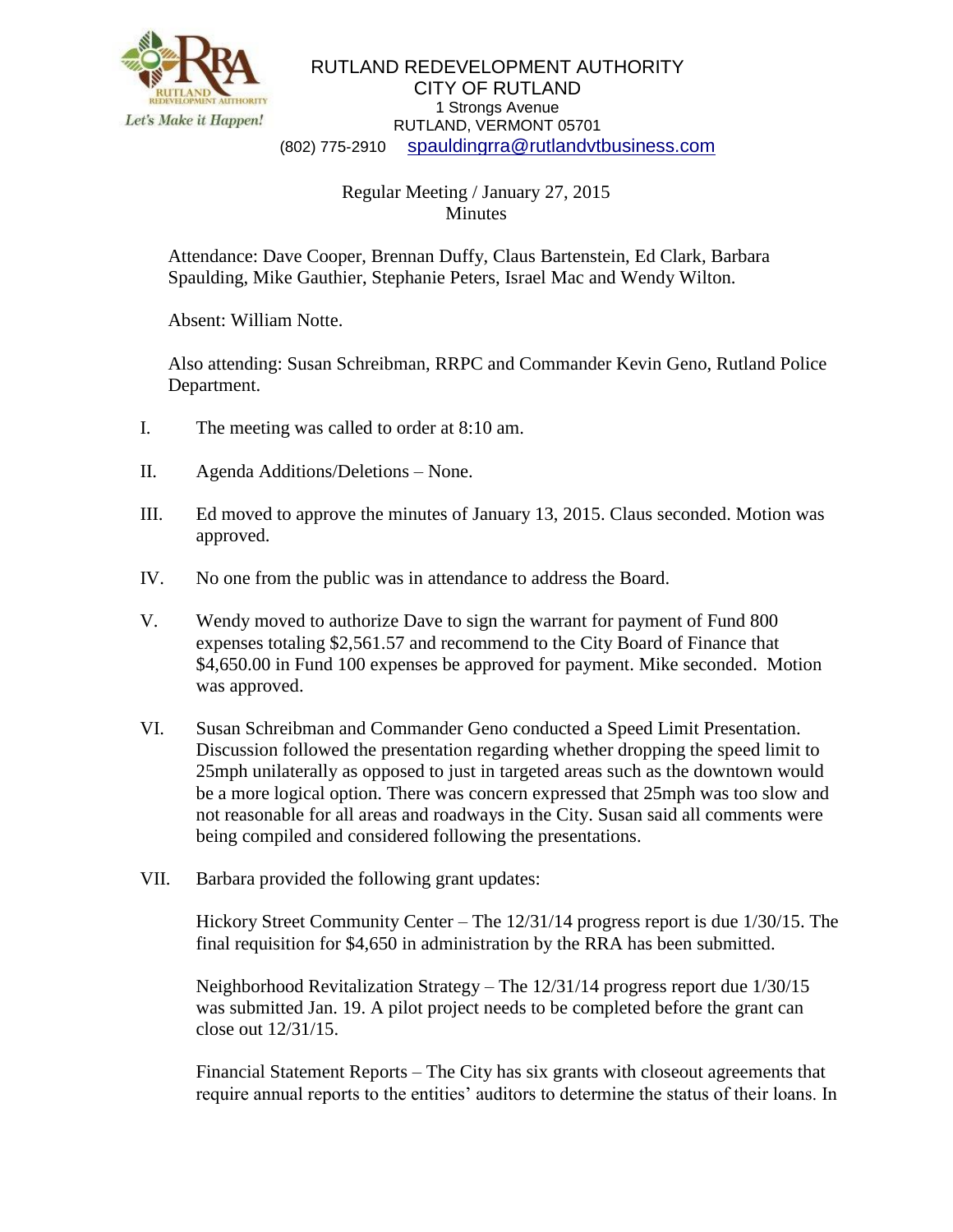RUTLAND REDEVELOPMENT AUTHORITY
CITY OF RUTLAND
1 Strongs Avenue
RUTLAND, VERMONT 05701
(802) 775-2910 spauldingrra@rutlandvtbusiness.com

Regular Meeting / January 27, 2015
Minutes

Attendance: Dave Cooper, Brennan Duffy, Claus Bartenstein, Ed Clark, Barbara Spaulding, Mike Gauthier, Stephanie Peters, Israel Mac and Wendy Wilton.

Absent: William Notte.

Also attending: Susan Schreibman, RRPC and Commander Kevin Geno, Rutland Police Department.

I. The meeting was called to order at 8:10 am.

II. Agenda Additions/Deletions – None.

III. Ed moved to approve the minutes of January 13, 2015. Claus seconded. Motion was approved.

IV. No one from the public was in attendance to address the Board.

V. Wendy moved to authorize Dave to sign the warrant for payment of Fund 800 expenses totaling $2,561.57 and recommend to the City Board of Finance that $4,650.00 in Fund 100 expenses be approved for payment. Mike seconded. Motion was approved.

VI. Susan Schreibman and Commander Geno conducted a Speed Limit Presentation. Discussion followed the presentation regarding whether dropping the speed limit to 25mph unilaterally as opposed to just in targeted areas such as the downtown would be a more logical option. There was concern expressed that 25mph was too slow and not reasonable for all areas and roadways in the City. Susan said all comments were being compiled and considered following the presentations.

VII. Barbara provided the following grant updates:

Hickory Street Community Center – The 12/31/14 progress report is due 1/30/15. The final requisition for $4,650 in administration by the RRA has been submitted.

Neighborhood Revitalization Strategy – The 12/31/14 progress report due 1/30/15 was submitted Jan. 19. A pilot project needs to be completed before the grant can close out 12/31/15.

Financial Statement Reports – The City has six grants with closeout agreements that require annual reports to the entities' auditors to determine the status of their loans. In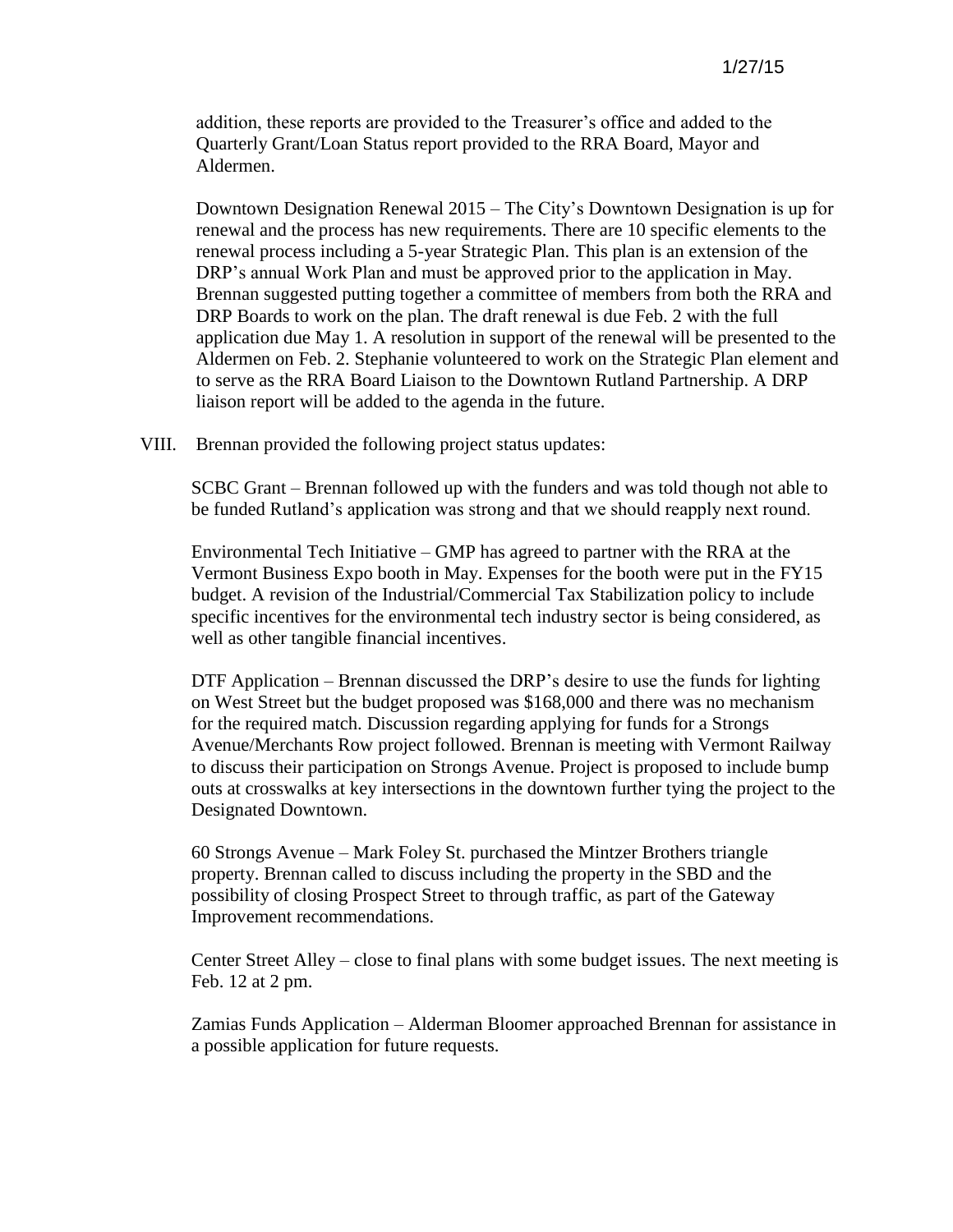addition, these reports are provided to the Treasurer's office and added to the Quarterly Grant/Loan Status report provided to the RRA Board, Mayor and Aldermen.

Downtown Designation Renewal 2015 – The City's Downtown Designation is up for renewal and the process has new requirements. There are 10 specific elements to the renewal process including a 5-year Strategic Plan. This plan is an extension of the DRP's annual Work Plan and must be approved prior to the application in May. Brennan suggested putting together a committee of members from both the RRA and DRP Boards to work on the plan. The draft renewal is due Feb. 2 with the full application due May 1. A resolution in support of the renewal will be presented to the Aldermen on Feb. 2. Stephanie volunteered to work on the Strategic Plan element and to serve as the RRA Board Liaison to the Downtown Rutland Partnership. A DRP liaison report will be added to the agenda in the future.

VIII. Brennan provided the following project status updates:

SCBC Grant – Brennan followed up with the funders and was told though not able to be funded Rutland's application was strong and that we should reapply next round.

Environmental Tech Initiative – GMP has agreed to partner with the RRA at the Vermont Business Expo booth in May. Expenses for the booth were put in the FY15 budget. A revision of the Industrial/Commercial Tax Stabilization policy to include specific incentives for the environmental tech industry sector is being considered, as well as other tangible financial incentives.

DTF Application – Brennan discussed the DRP's desire to use the funds for lighting on West Street but the budget proposed was $168,000 and there was no mechanism for the required match. Discussion regarding applying for funds for a Strongs Avenue/Merchants Row project followed. Brennan is meeting with Vermont Railway to discuss their participation on Strongs Avenue. Project is proposed to include bump outs at crosswalks at key intersections in the downtown further tying the project to the Designated Downtown.

60 Strongs Avenue – Mark Foley St. purchased the Mintzer Brothers triangle property. Brennan called to discuss including the property in the SBD and the possibility of closing Prospect Street to through traffic, as part of the Gateway Improvement recommendations.

Center Street Alley – close to final plans with some budget issues. The next meeting is Feb. 12 at 2 pm.

Zamias Funds Application – Alderman Bloomer approached Brennan for assistance in a possible application for future requests.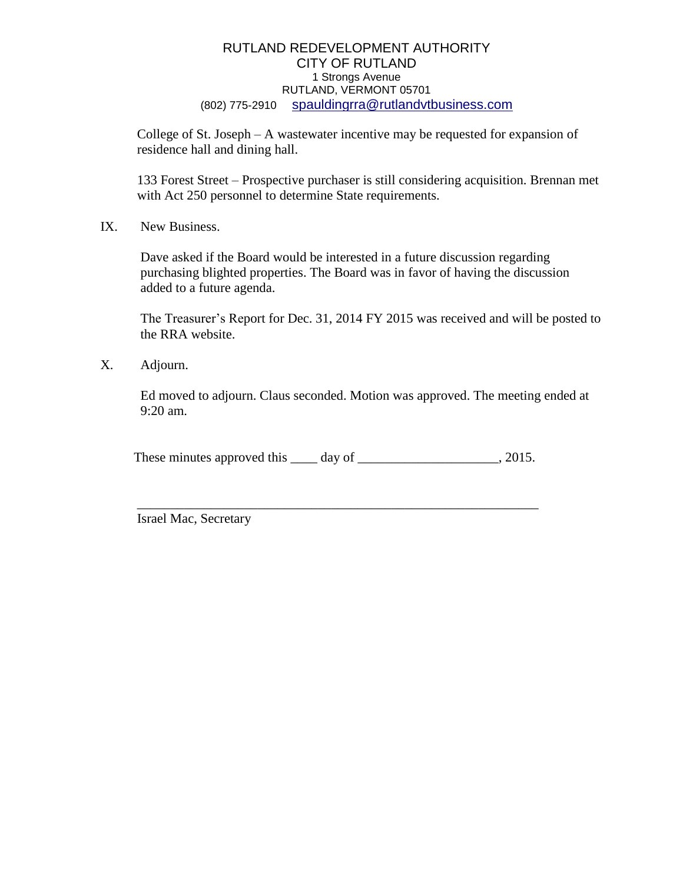RUTLAND REDEVELOPMENT AUTHORITY
CITY OF RUTLAND
1 Strongs Avenue
RUTLAND, VERMONT 05701
(802) 775-2910 spauldingrra@rutlandvtbusiness.com

College of St. Joseph – A wastewater incentive may be requested for expansion of residence hall and dining hall.

133 Forest Street – Prospective purchaser is still considering acquisition. Brennan met with Act 250 personnel to determine State requirements.

IX. New Business.

Dave asked if the Board would be interested in a future discussion regarding purchasing blighted properties. The Board was in favor of having the discussion added to a future agenda.

The Treasurer's Report for Dec. 31, 2014 FY 2015 was received and will be posted to the RRA website.

X. Adjourn.

Ed moved to adjourn. Claus seconded. Motion was approved. The meeting ended at 9:20 am.

These minutes approved this ____ day of ____________________, 2015.

___________________________________________________________

Israel Mac, Secretary